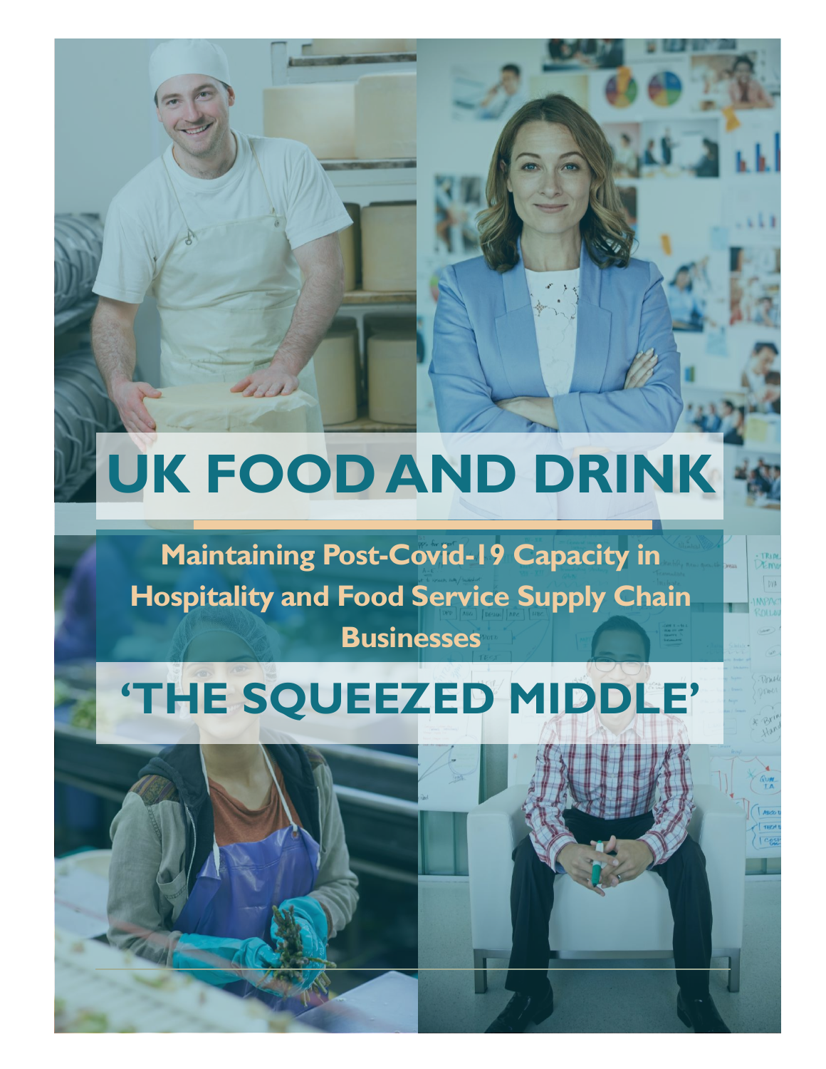# UK FOOD AND DRINK

## Maintaining Post-Covid-19 Capacity in Hospitality and Food Service Supply Chain Businesses

# 'THE SQUEEZED MIDDLE'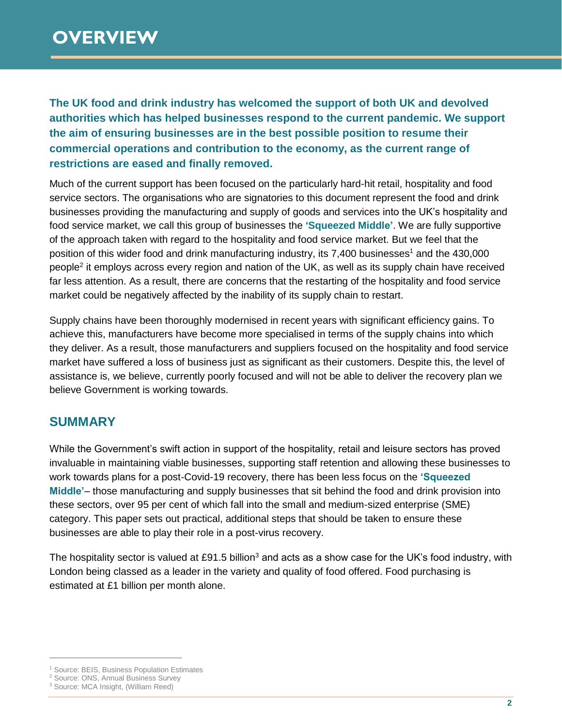# OVERVIEW

**The UK food and drink industry has welcomed the support of both UK and devolved authorities which has helped businesses respond to the current pandemic. We support the aim of ensuring businesses are in the best possible position to resume their commercial operations and contribution to the economy, as the current range of restrictions are eased and finally removed.**

Much of the current support has been focused on the particularly hard-hit retail, hospitality and food service sectors. The organisations who are signatories to this document represent the food and drink businesses providing the manufacturing and supply of goods and services into the UK's hospitality and food service market, we call this group of businesses the **'Squeezed Middle'**. We are fully supportive of the approach taken with regard to the hospitality and food service market. But we feel that the position of this wider food and drink manufacturing industry, its 7,400 businesses[1] and the 430,000 people[2] it employs across every region and nation of the UK, as well as its supply chain have received far less attention. As a result, there are concerns that the restarting of the hospitality and food service market could be negatively affected by the inability of its supply chain to restart.

Supply chains have been thoroughly modernised in recent years with significant efficiency gains. To achieve this, manufacturers have become more specialised in terms of the supply chains into which they deliver. As a result, those manufacturers and suppliers focused on the hospitality and food service market have suffered a loss of business just as significant as their customers. Despite this, the level of assistance is, we believe, currently poorly focused and will not be able to deliver the recovery plan we believe Government is working towards.

## SUMMARY

While the Government's swift action in support of the hospitality, retail and leisure sectors has proved invaluable in maintaining viable businesses, supporting staff retention and allowing these businesses to work towards plans for a post-Covid-19 recovery, there has been less focus on the **'Squeezed Middle'**– those manufacturing and supply businesses that sit behind the food and drink provision into these sectors, over 95 per cent of which fall into the small and medium-sized enterprise (SME) category. This paper sets out practical, additional steps that should be taken to ensure these businesses are able to play their role in a post-virus recovery.

The hospitality sector is valued at £91.5 billion[3] and acts as a show case for the UK's food industry, with London being classed as a leader in the variety and quality of food offered. Food purchasing is estimated at £1 billion per month alone.

---

[1] Source: BEIS, Business Population Estimates
[2] Source: ONS, Annual Business Survey
[3] Source: MCA Insight, (William Reed)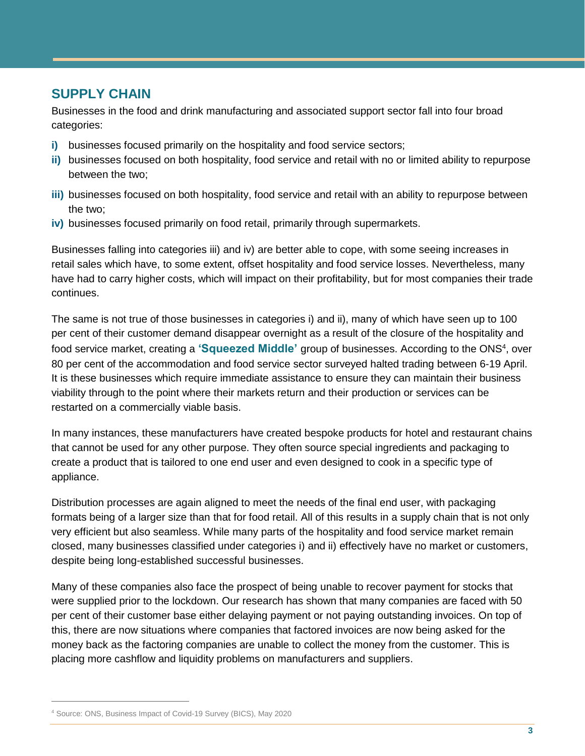## SUPPLY CHAIN

Businesses in the food and drink manufacturing and associated support sector fall into four broad categories:

**i)** businesses focused primarily on the hospitality and food service sectors;

**ii)** businesses focused on both hospitality, food service and retail with no or limited ability to repurpose between the two;

**iii)** businesses focused on both hospitality, food service and retail with an ability to repurpose between the two;

**iv)** businesses focused primarily on food retail, primarily through supermarkets.

Businesses falling into categories iii) and iv) are better able to cope, with some seeing increases in retail sales which have, to some extent, offset hospitality and food service losses. Nevertheless, many have had to carry higher costs, which will impact on their profitability, but for most companies their trade continues.

The same is not true of those businesses in categories i) and ii), many of which have seen up to 100 per cent of their customer demand disappear overnight as a result of the closure of the hospitality and food service market, creating a **'Squeezed Middle'** group of businesses. According to the ONS[4], over 80 per cent of the accommodation and food service sector surveyed halted trading between 6-19 April. It is these businesses which require immediate assistance to ensure they can maintain their business viability through to the point where their markets return and their production or services can be restarted on a commercially viable basis.

In many instances, these manufacturers have created bespoke products for hotel and restaurant chains that cannot be used for any other purpose. They often source special ingredients and packaging to create a product that is tailored to one end user and even designed to cook in a specific type of appliance.

Distribution processes are again aligned to meet the needs of the final end user, with packaging formats being of a larger size than that for food retail. All of this results in a supply chain that is not only very efficient but also seamless. While many parts of the hospitality and food service market remain closed, many businesses classified under categories i) and ii) effectively have no market or customers, despite being long-established successful businesses.

Many of these companies also face the prospect of being unable to recover payment for stocks that were supplied prior to the lockdown. Our research has shown that many companies are faced with 50 per cent of their customer base either delaying payment or not paying outstanding invoices. On top of this, there are now situations where companies that factored invoices are now being asked for the money back as the factoring companies are unable to collect the money from the customer. This is placing more cashflow and liquidity problems on manufacturers and suppliers.

[4] Source: ONS, Business Impact of Covid-19 Survey (BICS), May 2020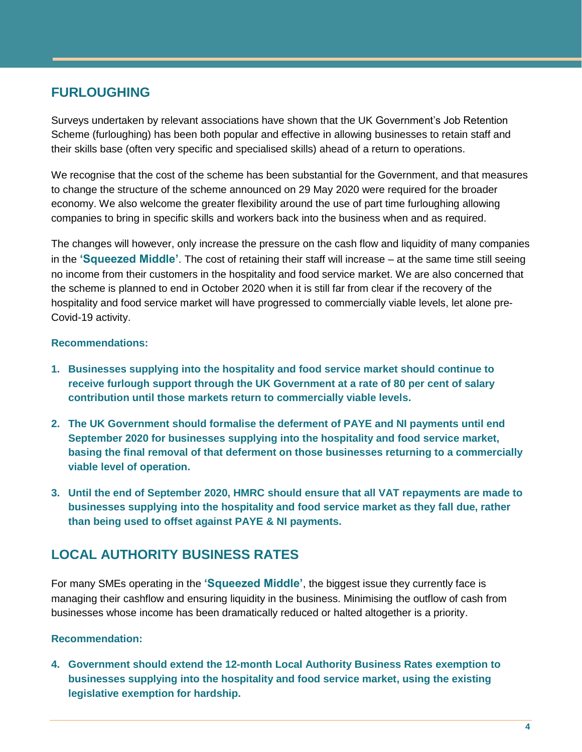## FURLOUGHING

Surveys undertaken by relevant associations have shown that the UK Government's Job Retention Scheme (furloughing) has been both popular and effective in allowing businesses to retain staff and their skills base (often very specific and specialised skills) ahead of a return to operations.

We recognise that the cost of the scheme has been substantial for the Government, and that measures to change the structure of the scheme announced on 29 May 2020 were required for the broader economy. We also welcome the greater flexibility around the use of part time furloughing allowing companies to bring in specific skills and workers back into the business when and as required.

The changes will however, only increase the pressure on the cash flow and liquidity of many companies in the **'Squeezed Middle'**. The cost of retaining their staff will increase – at the same time still seeing no income from their customers in the hospitality and food service market. We are also concerned that the scheme is planned to end in October 2020 when it is still far from clear if the recovery of the hospitality and food service market will have progressed to commercially viable levels, let alone pre-Covid-19 activity.

**Recommendations:**

1. **Businesses supplying into the hospitality and food service market should continue to receive furlough support through the UK Government at a rate of 80 per cent of salary contribution until those markets return to commercially viable levels.**
2. **The UK Government should formalise the deferment of PAYE and NI payments until end September 2020 for businesses supplying into the hospitality and food service market, basing the final removal of that deferment on those businesses returning to a commercially viable level of operation.**
3. **Until the end of September 2020, HMRC should ensure that all VAT repayments are made to businesses supplying into the hospitality and food service market as they fall due, rather than being used to offset against PAYE & NI payments.**

## LOCAL AUTHORITY BUSINESS RATES

For many SMEs operating in the **'Squeezed Middle'**, the biggest issue they currently face is managing their cashflow and ensuring liquidity in the business. Minimising the outflow of cash from businesses whose income has been dramatically reduced or halted altogether is a priority.

**Recommendation:**

4. **Government should extend the 12-month Local Authority Business Rates exemption to businesses supplying into the hospitality and food service market, using the existing legislative exemption for hardship.**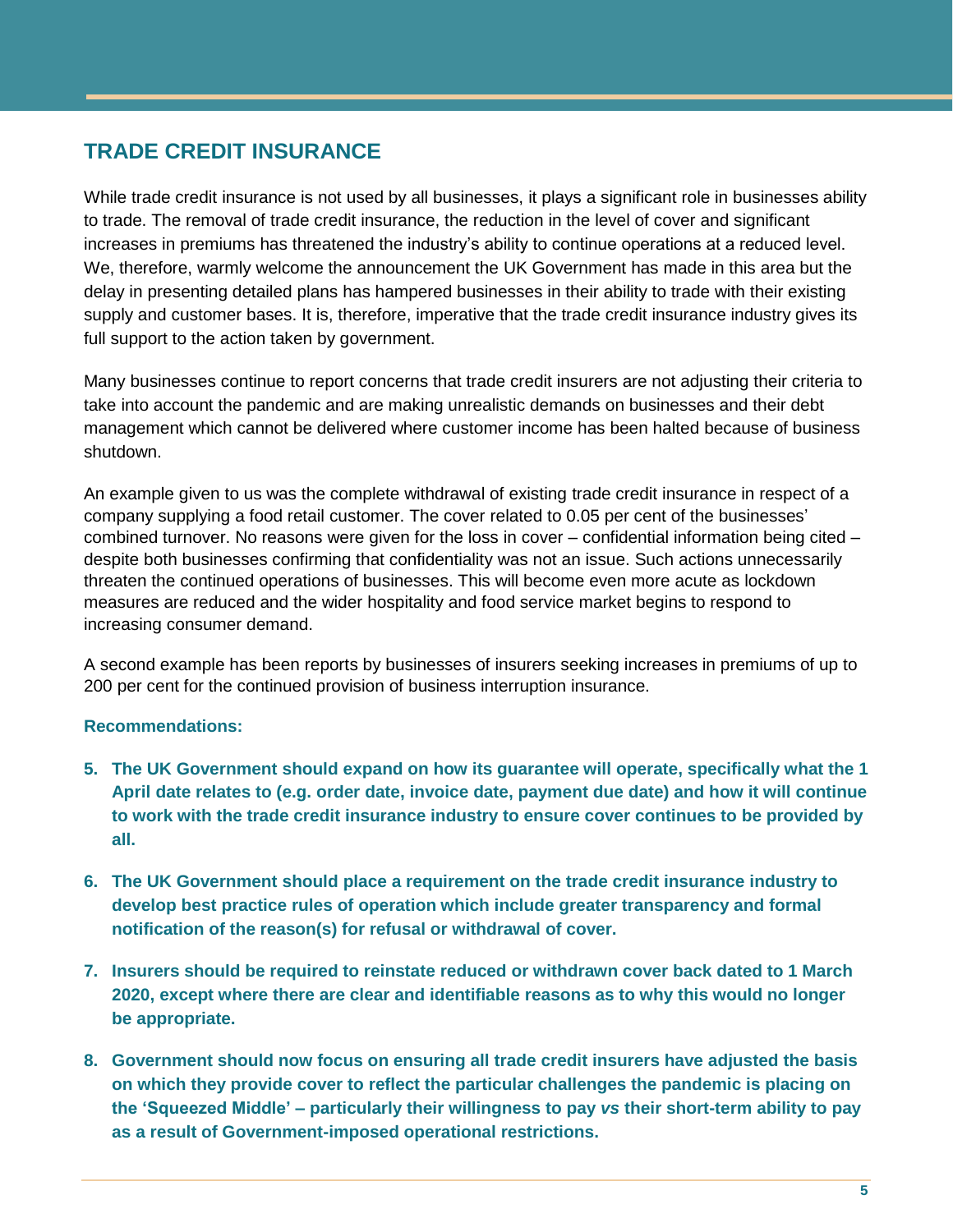## TRADE CREDIT INSURANCE

While trade credit insurance is not used by all businesses, it plays a significant role in businesses ability to trade. The removal of trade credit insurance, the reduction in the level of cover and significant increases in premiums has threatened the industry's ability to continue operations at a reduced level. We, therefore, warmly welcome the announcement the UK Government has made in this area but the delay in presenting detailed plans has hampered businesses in their ability to trade with their existing supply and customer bases. It is, therefore, imperative that the trade credit insurance industry gives its full support to the action taken by government.

Many businesses continue to report concerns that trade credit insurers are not adjusting their criteria to take into account the pandemic and are making unrealistic demands on businesses and their debt management which cannot be delivered where customer income has been halted because of business shutdown.

An example given to us was the complete withdrawal of existing trade credit insurance in respect of a company supplying a food retail customer. The cover related to 0.05 per cent of the businesses' combined turnover. No reasons were given for the loss in cover – confidential information being cited – despite both businesses confirming that confidentiality was not an issue. Such actions unnecessarily threaten the continued operations of businesses. This will become even more acute as lockdown measures are reduced and the wider hospitality and food service market begins to respond to increasing consumer demand.

A second example has been reports by businesses of insurers seeking increases in premiums of up to 200 per cent for the continued provision of business interruption insurance.

**Recommendations:**

5. **The UK Government should expand on how its guarantee will operate, specifically what the 1 April date relates to (e.g. order date, invoice date, payment due date) and how it will continue to work with the trade credit insurance industry to ensure cover continues to be provided by all.**

6. **The UK Government should place a requirement on the trade credit insurance industry to develop best practice rules of operation which include greater transparency and formal notification of the reason(s) for refusal or withdrawal of cover.**

7. **Insurers should be required to reinstate reduced or withdrawn cover back dated to 1 March 2020, except where there are clear and identifiable reasons as to why this would no longer be appropriate.**

8. **Government should now focus on ensuring all trade credit insurers have adjusted the basis on which they provide cover to reflect the particular challenges the pandemic is placing on the 'Squeezed Middle' – particularly their willingness to pay *vs* their short-term ability to pay as a result of Government-imposed operational restrictions.**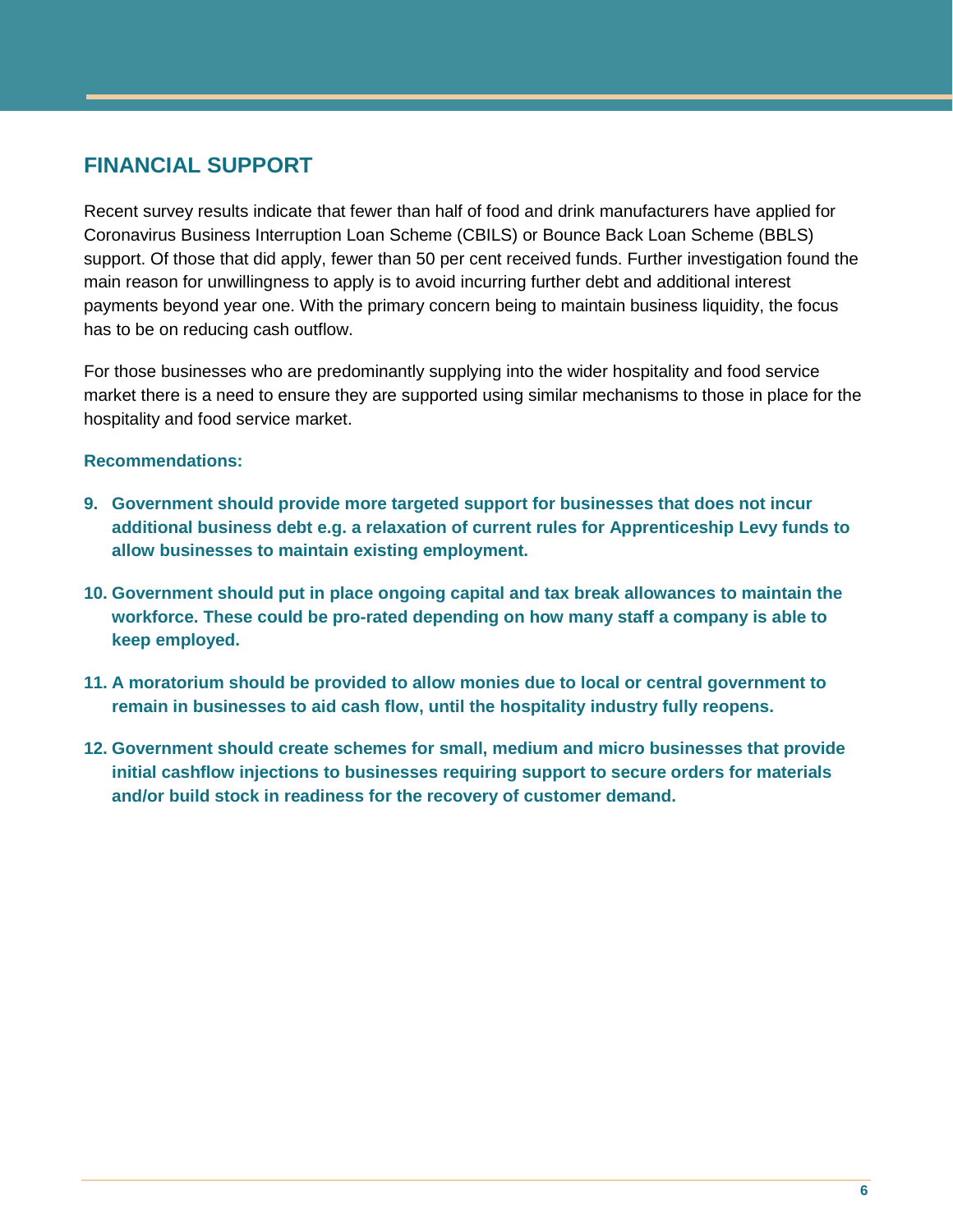## FINANCIAL SUPPORT

Recent survey results indicate that fewer than half of food and drink manufacturers have applied for Coronavirus Business Interruption Loan Scheme (CBILS) or Bounce Back Loan Scheme (BBLS) support. Of those that did apply, fewer than 50 per cent received funds. Further investigation found the main reason for unwillingness to apply is to avoid incurring further debt and additional interest payments beyond year one. With the primary concern being to maintain business liquidity, the focus has to be on reducing cash outflow.

For those businesses who are predominantly supplying into the wider hospitality and food service market there is a need to ensure they are supported using similar mechanisms to those in place for the hospitality and food service market.

**Recommendations:**

9. **Government should provide more targeted support for businesses that does not incur additional business debt e.g. a relaxation of current rules for Apprenticeship Levy funds to allow businesses to maintain existing employment.**

10. **Government should put in place ongoing capital and tax break allowances to maintain the workforce. These could be pro-rated depending on how many staff a company is able to keep employed.**

11. **A moratorium should be provided to allow monies due to local or central government to remain in businesses to aid cash flow, until the hospitality industry fully reopens.**

12. **Government should create schemes for small, medium and micro businesses that provide initial cashflow injections to businesses requiring support to secure orders for materials and/or build stock in readiness for the recovery of customer demand.**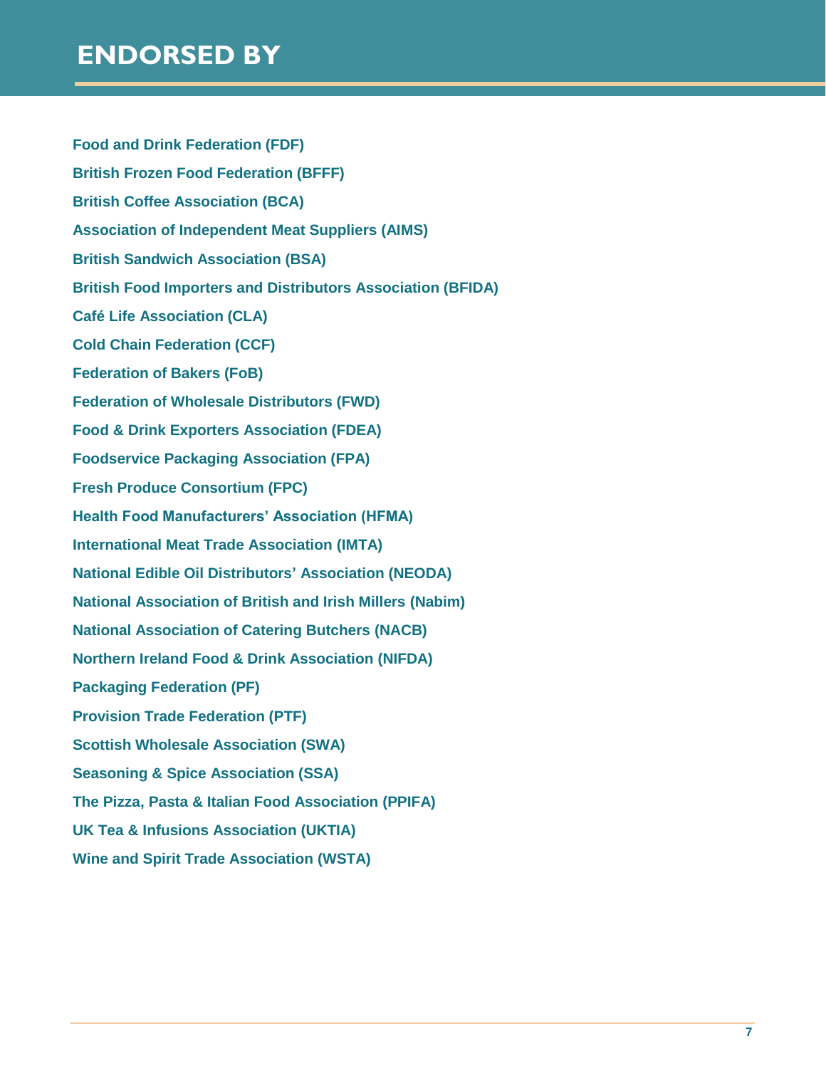# ENDORSED BY

**Food and Drink Federation (FDF)**

**British Frozen Food Federation (BFFF)**

**British Coffee Association (BCA)**

**Association of Independent Meat Suppliers (AIMS)**

**British Sandwich Association (BSA)**

**British Food Importers and Distributors Association (BFIDA)**

**Café Life Association (CLA)**

**Cold Chain Federation (CCF)**

**Federation of Bakers (FoB)**

**Federation of Wholesale Distributors (FWD)**

**Food & Drink Exporters Association (FDEA)**

**Foodservice Packaging Association (FPA)**

**Fresh Produce Consortium (FPC)**

**Health Food Manufacturers' Association (HFMA)**

**International Meat Trade Association (IMTA)**

**National Edible Oil Distributors' Association (NEODA)**

**National Association of British and Irish Millers (Nabim)**

**National Association of Catering Butchers (NACB)**

**Northern Ireland Food & Drink Association (NIFDA)**

**Packaging Federation (PF)**

**Provision Trade Federation (PTF)**

**Scottish Wholesale Association (SWA)**

**Seasoning & Spice Association (SSA)**

**The Pizza, Pasta & Italian Food Association (PPIFA)**

**UK Tea & Infusions Association (UKTIA)**

**Wine and Spirit Trade Association (WSTA)**